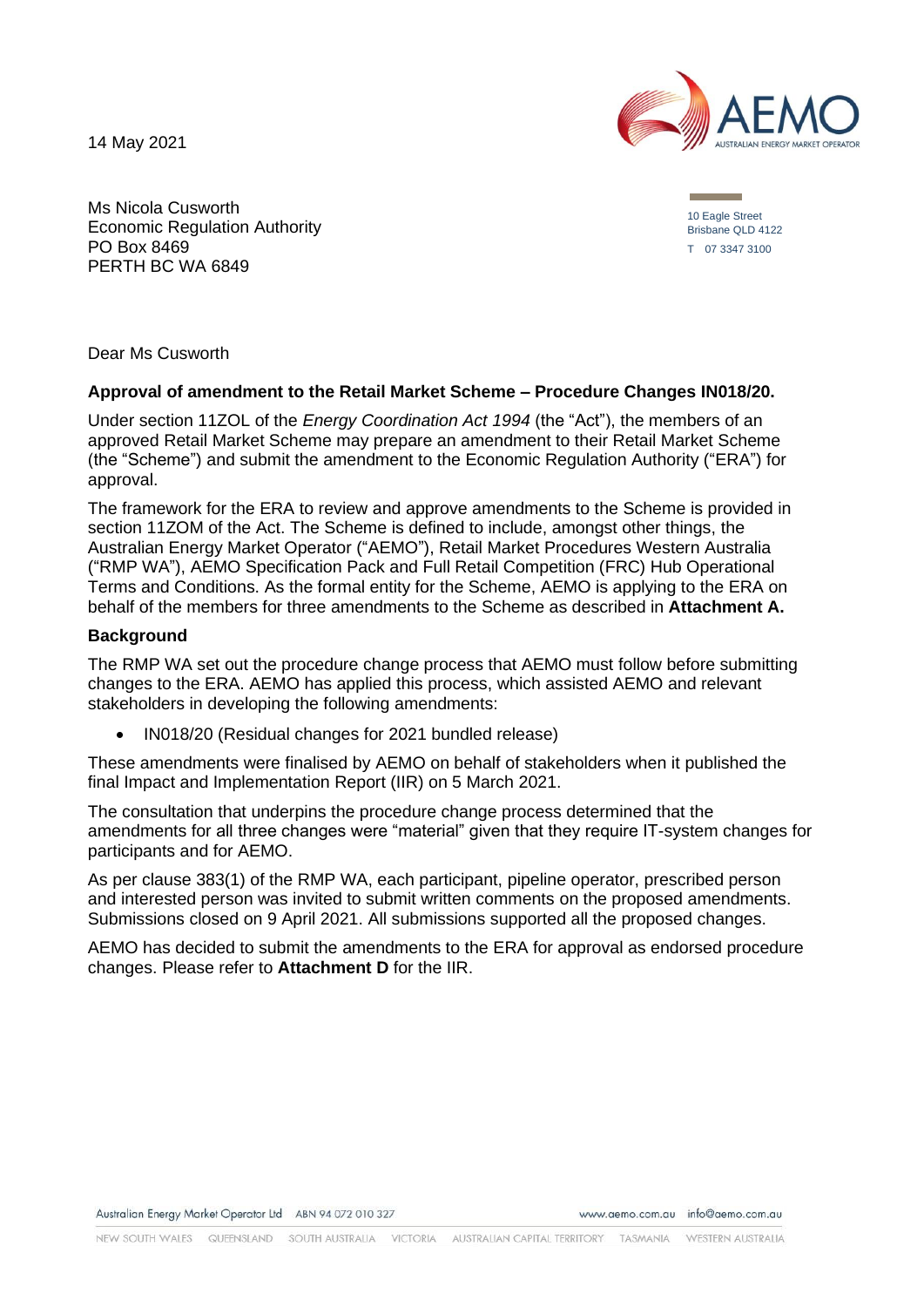14 May 2021

10 Eagle Street
Brisbane QLD 4122
T 07 3347 3100

Ms Nicola Cusworth
Economic Regulation Authority
PO Box 8469
PERTH BC WA 6849

Dear Ms Cusworth

**Approval of amendment to the Retail Market Scheme – Procedure Changes IN018/20.**

Under section 11ZOL of the *Energy Coordination Act 1994* (the "Act"), the members of an approved Retail Market Scheme may prepare an amendment to their Retail Market Scheme (the "Scheme") and submit the amendment to the Economic Regulation Authority ("ERA") for approval.

The framework for the ERA to review and approve amendments to the Scheme is provided in section 11ZOM of the Act. The Scheme is defined to include, amongst other things, the Australian Energy Market Operator ("AEMO"), Retail Market Procedures Western Australia ("RMP WA"), AEMO Specification Pack and Full Retail Competition (FRC) Hub Operational Terms and Conditions. As the formal entity for the Scheme, AEMO is applying to the ERA on behalf of the members for three amendments to the Scheme as described in **Attachment A.**

## Background

The RMP WA set out the procedure change process that AEMO must follow before submitting changes to the ERA. AEMO has applied this process, which assisted AEMO and relevant stakeholders in developing the following amendments:

- IN018/20 (Residual changes for 2021 bundled release)

These amendments were finalised by AEMO on behalf of stakeholders when it published the final Impact and Implementation Report (IIR) on 5 March 2021.

The consultation that underpins the procedure change process determined that the amendments for all three changes were "material" given that they require IT-system changes for participants and for AEMO.

As per clause 383(1) of the RMP WA, each participant, pipeline operator, prescribed person and interested person was invited to submit written comments on the proposed amendments. Submissions closed on 9 April 2021. All submissions supported all the proposed changes.

AEMO has decided to submit the amendments to the ERA for approval as endorsed procedure changes. Please refer to **Attachment D** for the IIR.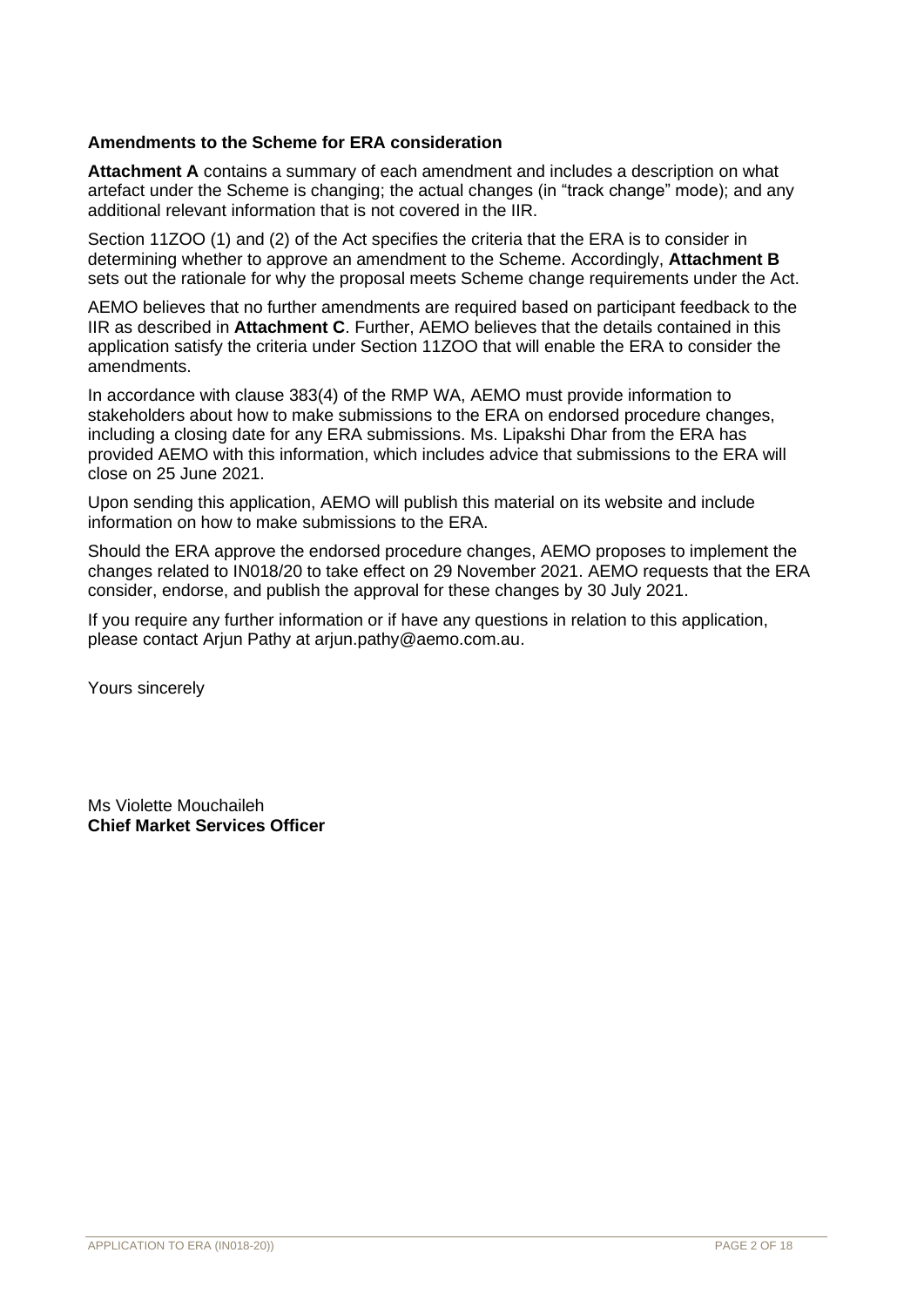**Amendments to the Scheme for ERA consideration**

**Attachment A** contains a summary of each amendment and includes a description on what artefact under the Scheme is changing; the actual changes (in "track change" mode); and any additional relevant information that is not covered in the IIR.

Section 11ZOO (1) and (2) of the Act specifies the criteria that the ERA is to consider in determining whether to approve an amendment to the Scheme. Accordingly, **Attachment B** sets out the rationale for why the proposal meets Scheme change requirements under the Act.

AEMO believes that no further amendments are required based on participant feedback to the IIR as described in **Attachment C**. Further, AEMO believes that the details contained in this application satisfy the criteria under Section 11ZOO that will enable the ERA to consider the amendments.

In accordance with clause 383(4) of the RMP WA, AEMO must provide information to stakeholders about how to make submissions to the ERA on endorsed procedure changes, including a closing date for any ERA submissions. Ms. Lipakshi Dhar from the ERA has provided AEMO with this information, which includes advice that submissions to the ERA will close on 25 June 2021.

Upon sending this application, AEMO will publish this material on its website and include information on how to make submissions to the ERA.

Should the ERA approve the endorsed procedure changes, AEMO proposes to implement the changes related to IN018/20 to take effect on 29 November 2021. AEMO requests that the ERA consider, endorse, and publish the approval for these changes by 30 July 2021.

If you require any further information or if have any questions in relation to this application, please contact Arjun Pathy at arjun.pathy@aemo.com.au.

Yours sincerely

Ms Violette Mouchaileh
**Chief Market Services Officer**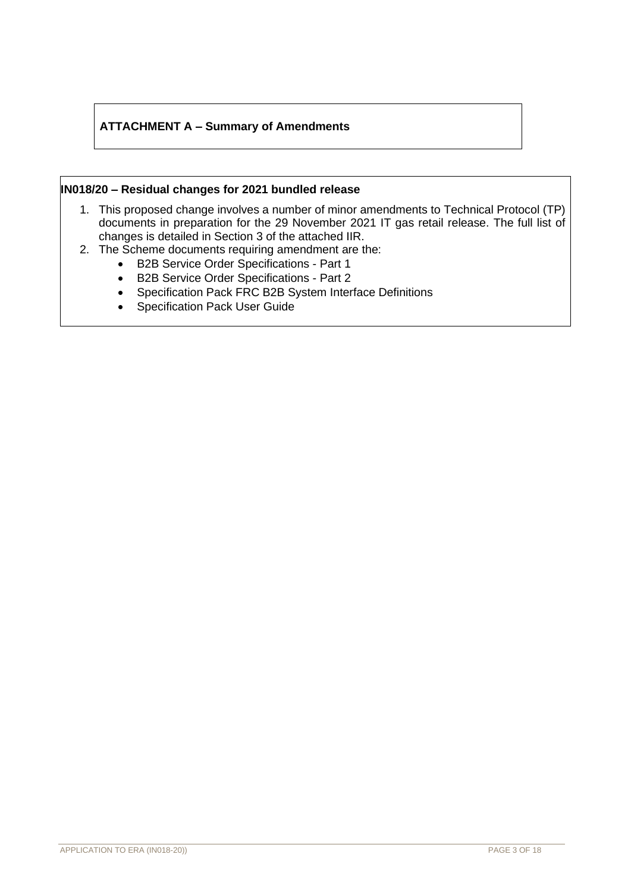**ATTACHMENT A – Summary of Amendments**

**IN018/20 – Residual changes for 2021 bundled release**

1. This proposed change involves a number of minor amendments to Technical Protocol (TP) documents in preparation for the 29 November 2021 IT gas retail release. The full list of changes is detailed in Section 3 of the attached IIR.
2. The Scheme documents requiring amendment are the:
   - B2B Service Order Specifications - Part 1
   - B2B Service Order Specifications - Part 2
   - Specification Pack FRC B2B System Interface Definitions
   - Specification Pack User Guide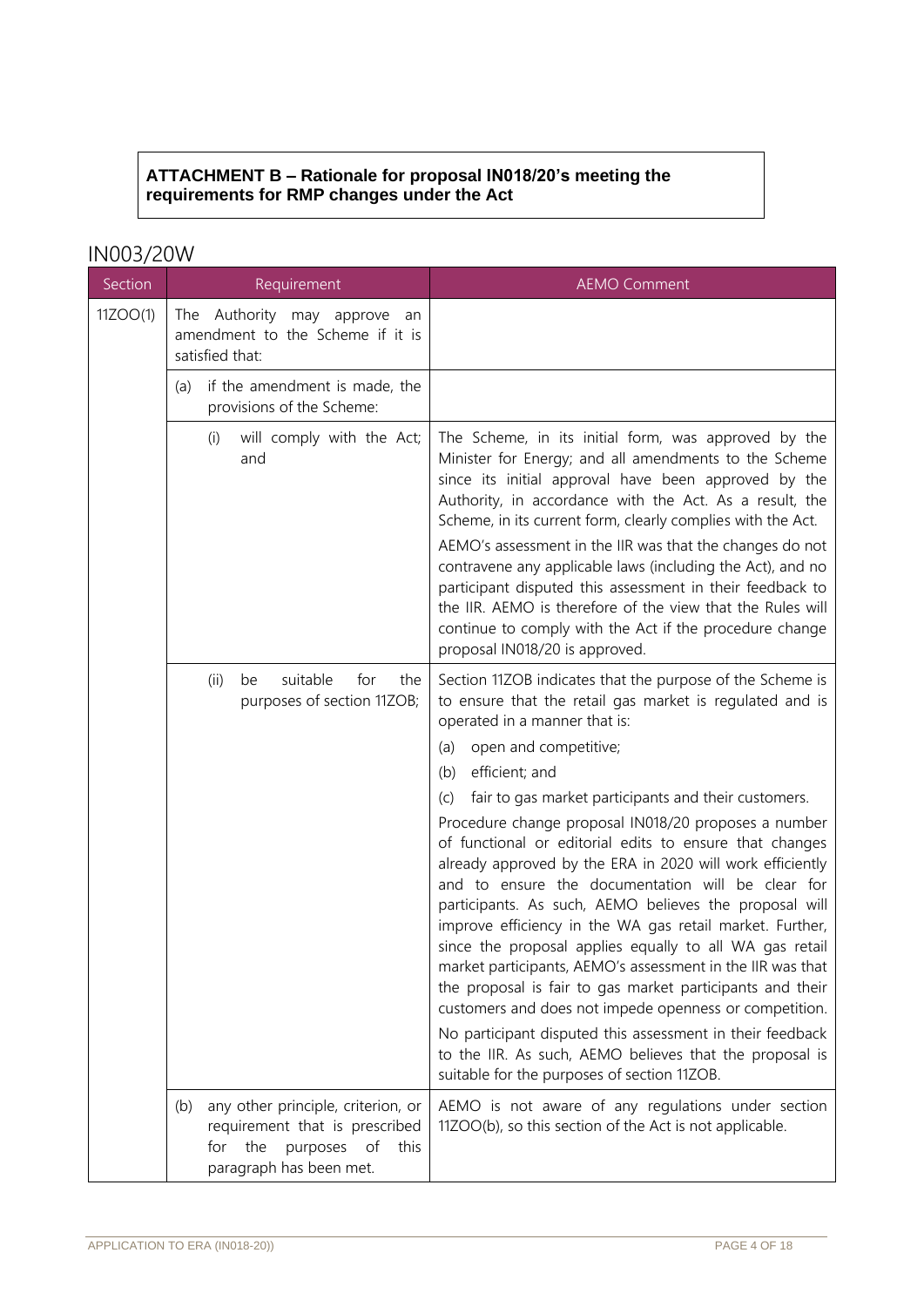**ATTACHMENT B – Rationale for proposal IN018/20's meeting the requirements for RMP changes under the Act**

## IN003/20W

| Section | Requirement | AEMO Comment |
| --- | --- | --- |
| 11ZOO(1) | The Authority may approve an amendment to the Scheme if it is satisfied that: | |
| | (a) if the amendment is made, the provisions of the Scheme: | |
| | (i) will comply with the Act; and | The Scheme, in its initial form, was approved by the Minister for Energy; and all amendments to the Scheme since its initial approval have been approved by the Authority, in accordance with the Act. As a result, the Scheme, in its current form, clearly complies with the Act.<br><br>AEMO's assessment in the IIR was that the changes do not contravene any applicable laws (including the Act), and no participant disputed this assessment in their feedback to the IIR. AEMO is therefore of the view that the Rules will continue to comply with the Act if the procedure change proposal IN018/20 is approved. |
| | (ii) be suitable for the purposes of section 11ZOB; | Section 11ZOB indicates that the purpose of the Scheme is to ensure that the retail gas market is regulated and is operated in a manner that is:<br>(a) open and competitive;<br>(b) efficient; and<br>(c) fair to gas market participants and their customers.<br><br>Procedure change proposal IN018/20 proposes a number of functional or editorial edits to ensure that changes already approved by the ERA in 2020 will work efficiently and to ensure the documentation will be clear for participants. As such, AEMO believes the proposal will improve efficiency in the WA gas retail market. Further, since the proposal applies equally to all WA gas retail market participants, AEMO's assessment in the IIR was that the proposal is fair to gas market participants and their customers and does not impede openness or competition.<br><br>No participant disputed this assessment in their feedback to the IIR. As such, AEMO believes that the proposal is suitable for the purposes of section 11ZOB. |
| | (b) any other principle, criterion, or requirement that is prescribed for the purposes of this paragraph has been met. | AEMO is not aware of any regulations under section 11ZOO(b), so this section of the Act is not applicable. |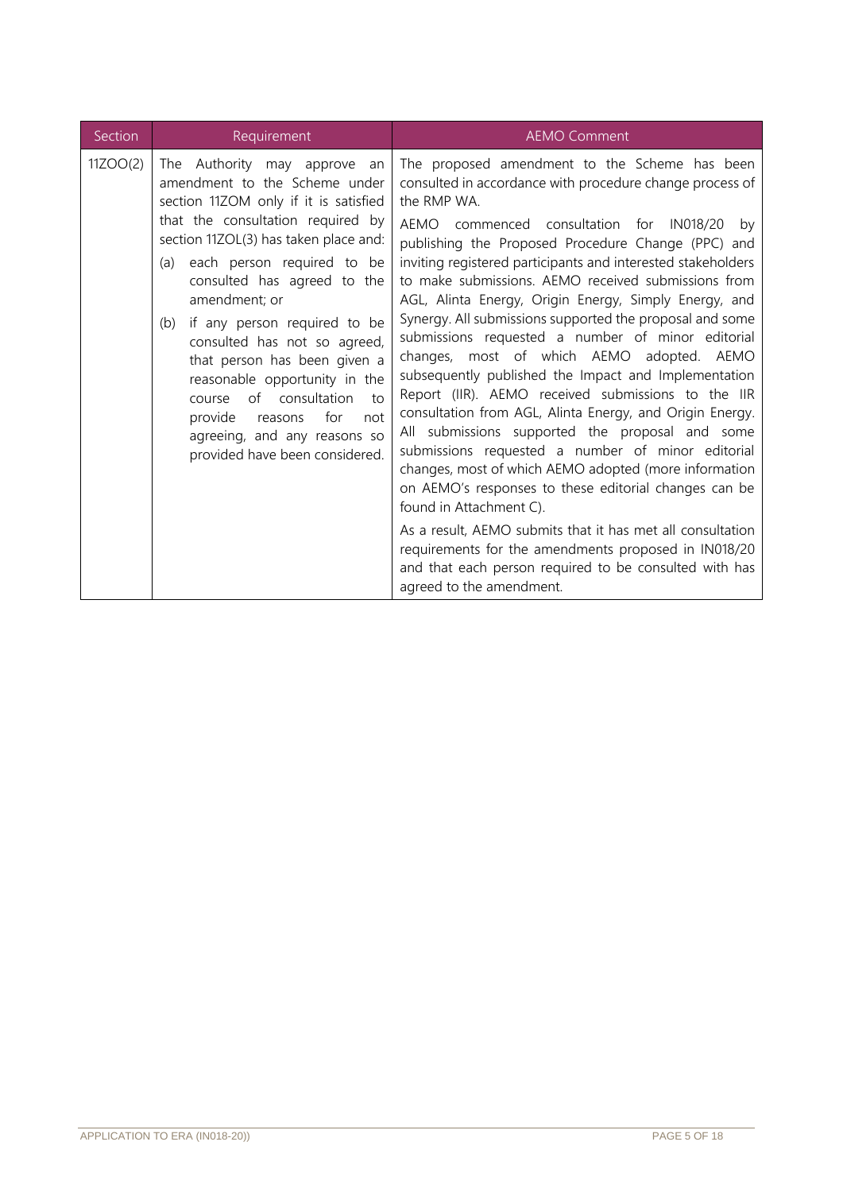| Section | Requirement | AEMO Comment |
|---|---|---|
| 11ZOO(2) | The Authority may approve an amendment to the Scheme under section 11ZOM only if it is satisfied that the consultation required by section 11ZOL(3) has taken place and:<br>(a) each person required to be consulted has agreed to the amendment; or<br>(b) if any person required to be consulted has not so agreed, that person has been given a reasonable opportunity in the course of consultation to provide reasons for not agreeing, and any reasons so provided have been considered. | The proposed amendment to the Scheme has been consulted in accordance with procedure change process of the RMP WA.<br>AEMO commenced consultation for IN018/20 by publishing the Proposed Procedure Change (PPC) and inviting registered participants and interested stakeholders to make submissions. AEMO received submissions from AGL, Alinta Energy, Origin Energy, Simply Energy, and Synergy. All submissions supported the proposal and some submissions requested a number of minor editorial changes, most of which AEMO adopted. AEMO subsequently published the Impact and Implementation Report (IIR). AEMO received submissions to the IIR consultation from AGL, Alinta Energy, and Origin Energy. All submissions supported the proposal and some submissions requested a number of minor editorial changes, most of which AEMO adopted (more information on AEMO's responses to these editorial changes can be found in Attachment C).<br>As a result, AEMO submits that it has met all consultation requirements for the amendments proposed in IN018/20 and that each person required to be consulted with has agreed to the amendment. |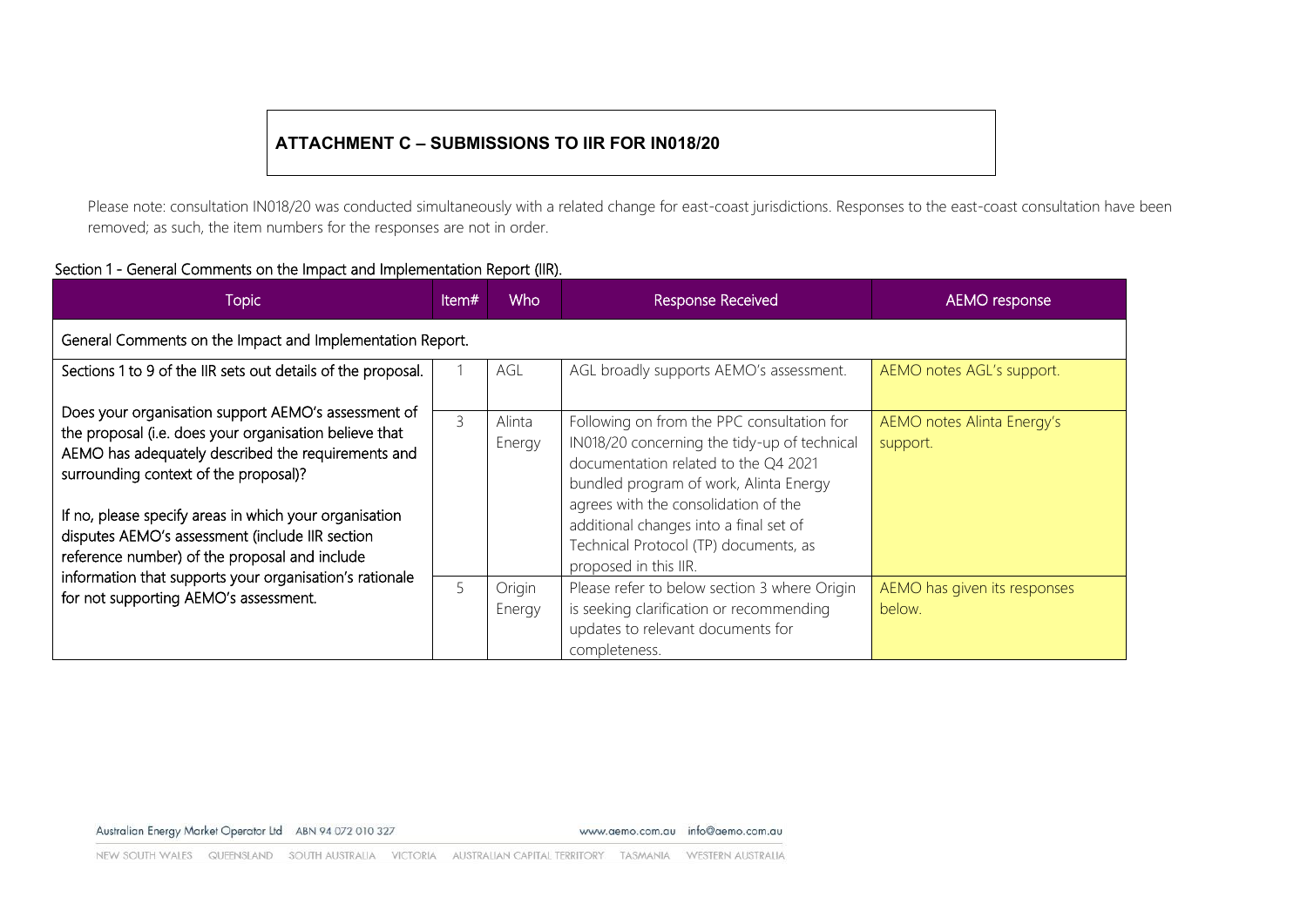**ATTACHMENT C – SUBMISSIONS TO IIR FOR IN018/20**

Please note: consultation IN018/20 was conducted simultaneously with a related change for east-coast jurisdictions. Responses to the east-coast consultation have been removed; as such, the item numbers for the responses are not in order.

Section 1 - General Comments on the Impact and Implementation Report (IIR).

| Topic | Item# | Who | Response Received | AEMO response |
|---|---|---|---|---|
| General Comments on the Impact and Implementation Report. | | | | |
| Sections 1 to 9 of the IIR sets out details of the proposal.<br><br>Does your organisation support AEMO's assessment of the proposal (i.e. does your organisation believe that AEMO has adequately described the requirements and surrounding context of the proposal)?<br><br>If no, please specify areas in which your organisation disputes AEMO's assessment (include IIR section reference number) of the proposal and include information that supports your organisation's rationale for not supporting AEMO's assessment. | 1 | AGL | AGL broadly supports AEMO's assessment. | AEMO notes AGL's support. |
| | 3 | Alinta Energy | Following on from the PPC consultation for IN018/20 concerning the tidy-up of technical documentation related to the Q4 2021 bundled program of work, Alinta Energy agrees with the consolidation of the additional changes into a final set of Technical Protocol (TP) documents, as proposed in this IIR. | AEMO notes Alinta Energy's support. |
| | 5 | Origin Energy | Please refer to below section 3 where Origin is seeking clarification or recommending updates to relevant documents for completeness. | AEMO has given its responses below. |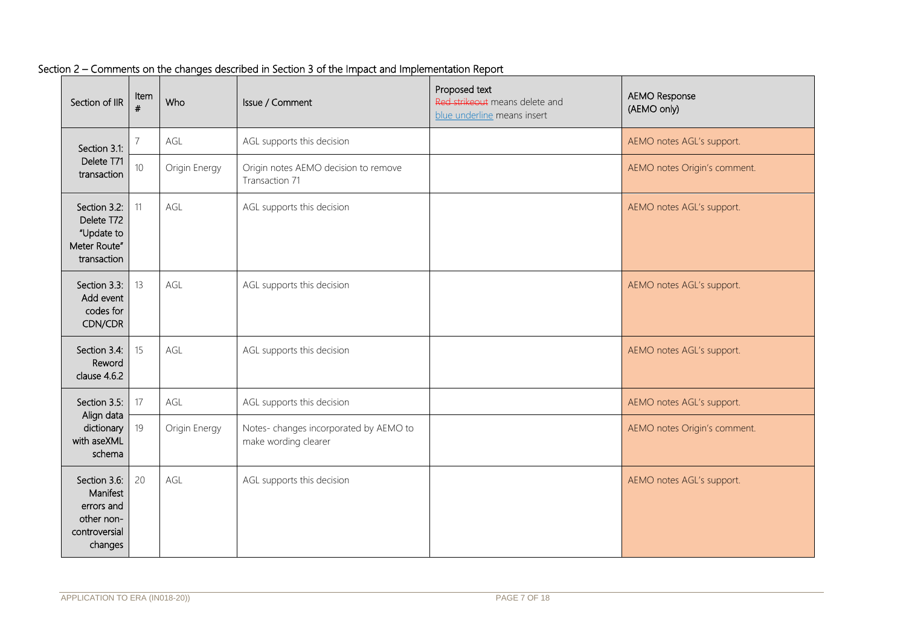## Section 2 – Comments on the changes described in Section 3 of the Impact and Implementation Report

| Section of IIR | Item # | Who | Issue / Comment | Proposed text<br>~~Red strikeout~~ means delete and <u>blue underline</u> means insert | AEMO Response (AEMO only) |
|---|---|---|---|---|---|
| Section 3.1: Delete T71 transaction | 7 | AGL | AGL supports this decision | | AEMO notes AGL's support. |
| | 10 | Origin Energy | Origin notes AEMO decision to remove Transaction 71 | | AEMO notes Origin's comment. |
| Section 3.2: Delete T72 "Update to Meter Route" transaction | 11 | AGL | AGL supports this decision | | AEMO notes AGL's support. |
| Section 3.3: Add event codes for CDN/CDR | 13 | AGL | AGL supports this decision | | AEMO notes AGL's support. |
| Section 3.4: Reword clause 4.6.2 | 15 | AGL | AGL supports this decision | | AEMO notes AGL's support. |
| Section 3.5: Align data dictionary with aseXML schema | 17 | AGL | AGL supports this decision | | AEMO notes AGL's support. |
| | 19 | Origin Energy | Notes- changes incorporated by AEMO to make wording clearer | | AEMO notes Origin's comment. |
| Section 3.6: Manifest errors and other non-controversial changes | 20 | AGL | AGL supports this decision | | AEMO notes AGL's support. |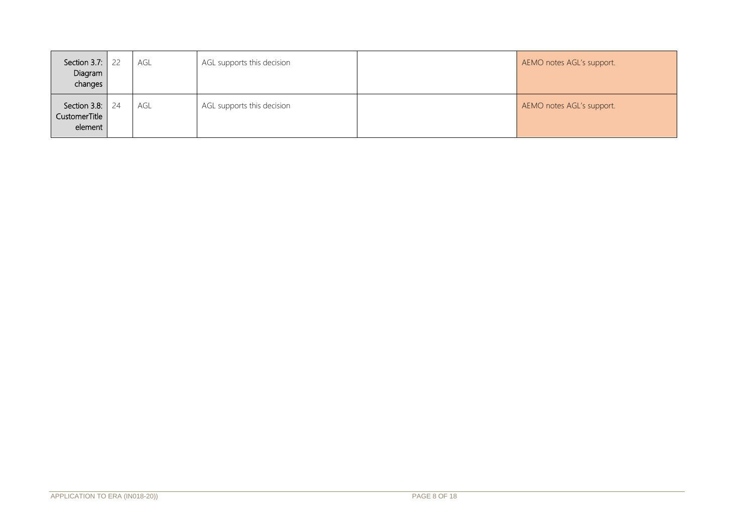| | | | | | |
|---|---|---|---|---|---|
| Section 3.7: Diagram changes | 22 | AGL | AGL supports this decision | | AEMO notes AGL's support. |
| Section 3.8: CustomerTitle element | 24 | AGL | AGL supports this decision | | AEMO notes AGL's support. |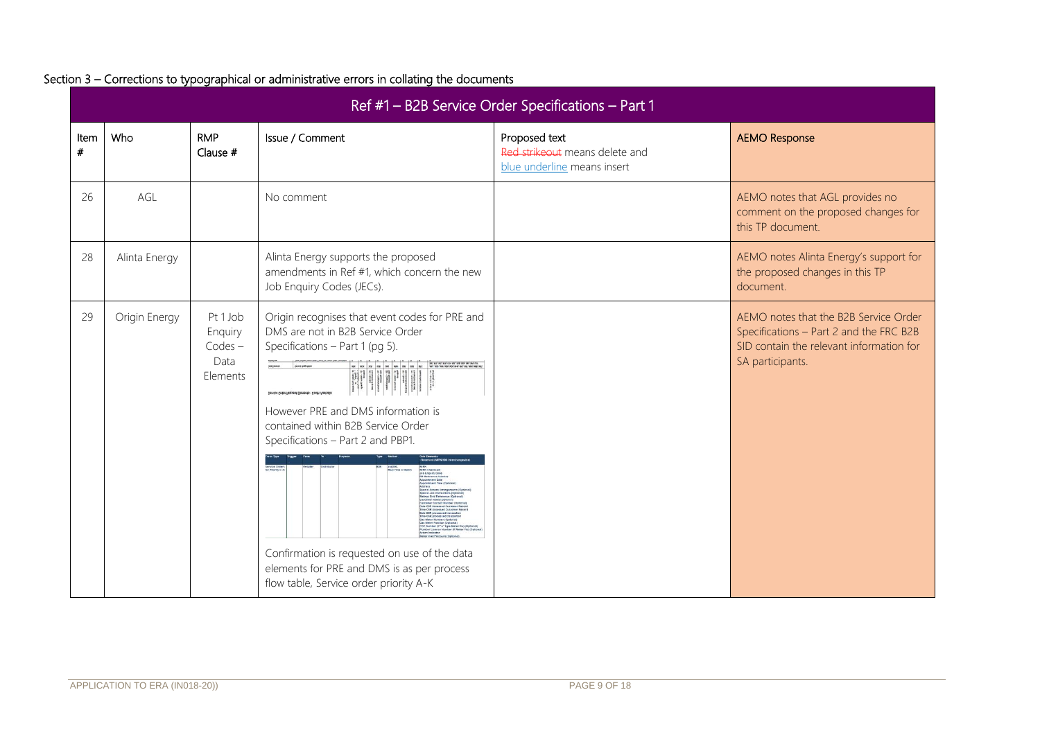## Section 3 – Corrections to typographical or administrative errors in collating the documents

| Ref #1 – B2B Service Order Specifications – Part 1 | | | | | |
|---|---|---|---|---|---|
| Item # | Who | RMP Clause # | Issue / Comment | Proposed text<br>~~Red strikeout~~ means delete and <u>blue underline</u> means insert | AEMO Response |
| 26 | AGL | | No comment | | AEMO notes that AGL provides no comment on the proposed changes for this TP document. |
| 28 | Alinta Energy | | Alinta Energy supports the proposed amendments in Ref #1, which concern the new Job Enquiry Codes (JECs). | | AEMO notes Alinta Energy's support for the proposed changes in this TP document. |
| 29 | Origin Energy | Pt 1 Job Enquiry Codes – Data Elements | Origin recognises that event codes for PRE and DMS are not in B2B Service Order Specifications – Part 1 (pg 5).<br><br>However PRE and DMS information is contained within B2B Service Order Specifications – Part 2 and PBP1.<br><br>Confirmation is requested on use of the data elements for PRE and DMS is as per process flow table, Service order priority A-K | | AEMO notes that the B2B Service Order Specifications – Part 2 and the FRC B2B SID contain the relevant information for SA participants. |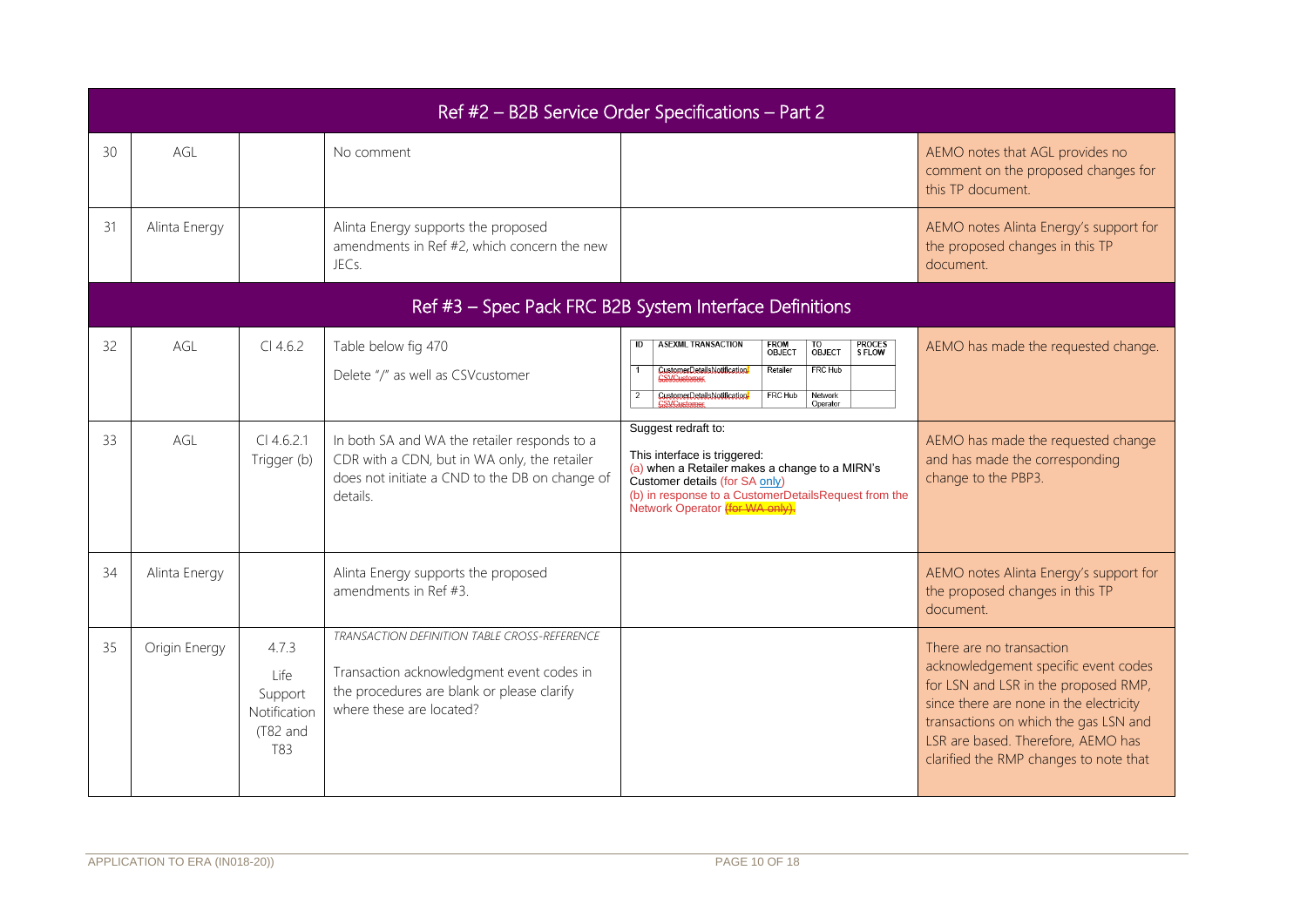| | | | | | |
|---|---|---|---|---|---|
| **Ref #2 – B2B Service Order Specifications – Part 2** | | | | | |
| 30 | AGL | | No comment | | AEMO notes that AGL provides no comment on the proposed changes for this TP document. |
| 31 | Alinta Energy | | Alinta Energy supports the proposed amendments in Ref #2, which concern the new JECs. | | AEMO notes Alinta Energy's support for the proposed changes in this TP document. |
| **Ref #3 – Spec Pack FRC B2B System Interface Definitions** | | | | | |
| 32 | AGL | Cl 4.6.2 | Table below fig 470<br><br>Delete "/" as well as CSVcustomer | ID / ASEXML TRANSACTION / FROM OBJECT / TO OBJECT / PROCESS FLOW<br>1 / CustomerDetailsNotification/ ~~CSVCustomer~~ / Retailer / FRC Hub /<br>2 / CustomerDetailsNotification/ ~~CSVCustomer~~ / FRC Hub / Network Operator / | AEMO has made the requested change. |
| 33 | AGL | Cl 4.6.2.1 Trigger (b) | In both SA and WA the retailer responds to a CDR with a CDN, but in WA only, the retailer does not initiate a CND to the DB on change of details. | Suggest redraft to:<br><br>This interface is triggered:<br>(a) when a Retailer makes a change to a MIRN's Customer details (for SA only)<br>(b) in response to a CustomerDetailsRequest from the Network Operator ~~(for WA only).~~ | AEMO has made the requested change and has made the corresponding change to the PBP3. |
| 34 | Alinta Energy | | Alinta Energy supports the proposed amendments in Ref #3. | | AEMO notes Alinta Energy's support for the proposed changes in this TP document. |
| 35 | Origin Energy | 4.7.3 Life Support Notification (T82 and T83 | *TRANSACTION DEFINITION TABLE CROSS-REFERENCE*<br><br>Transaction acknowledgment event codes in the procedures are blank or please clarify where these are located? | | There are no transaction acknowledgement specific event codes for LSN and LSR in the proposed RMP, since there are none in the electricity transactions on which the gas LSN and LSR are based. Therefore, AEMO has clarified the RMP changes to note that |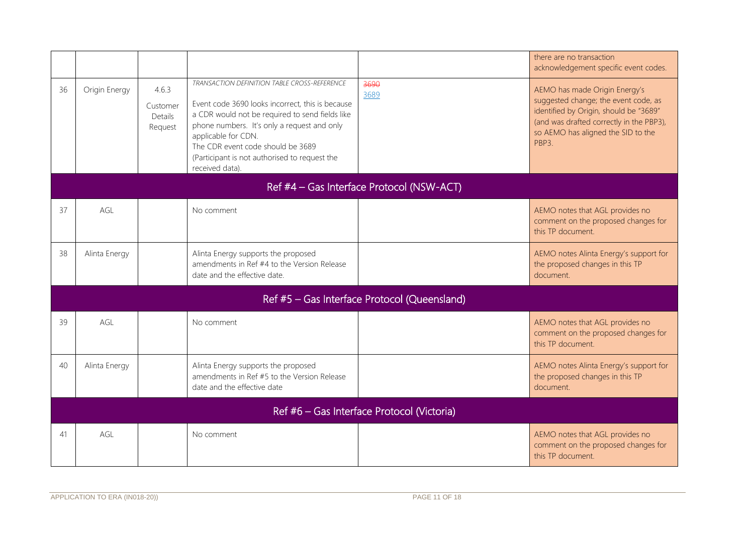| | | | | | |
|---|---|---|---|---|---|
| | | | | | there are no transaction acknowledgement specific event codes. |
| 36 | Origin Energy | 4.6.3 Customer Details Request | *TRANSACTION DEFINITION TABLE CROSS-REFERENCE*<br>Event code 3690 looks incorrect, this is because a CDR would not be required to send fields like phone numbers. It's only a request and only applicable for CDN.<br>The CDR event code should be 3689 (Participant is not authorised to request the received data). | ~~3690~~<br>3689 | AEMO has made Origin Energy's suggested change; the event code, as identified by Origin, should be "3689" (and was drafted correctly in the PBP3), so AEMO has aligned the SID to the PBP3. |
| **Ref #4 – Gas Interface Protocol (NSW-ACT)** | | | | | |
| 37 | AGL | | No comment | | AEMO notes that AGL provides no comment on the proposed changes for this TP document. |
| 38 | Alinta Energy | | Alinta Energy supports the proposed amendments in Ref #4 to the Version Release date and the effective date. | | AEMO notes Alinta Energy's support for the proposed changes in this TP document. |
| **Ref #5 – Gas Interface Protocol (Queensland)** | | | | | |
| 39 | AGL | | No comment | | AEMO notes that AGL provides no comment on the proposed changes for this TP document. |
| 40 | Alinta Energy | | Alinta Energy supports the proposed amendments in Ref #5 to the Version Release date and the effective date | | AEMO notes Alinta Energy's support for the proposed changes in this TP document. |
| **Ref #6 – Gas Interface Protocol (Victoria)** | | | | | |
| 41 | AGL | | No comment | | AEMO notes that AGL provides no comment on the proposed changes for this TP document. |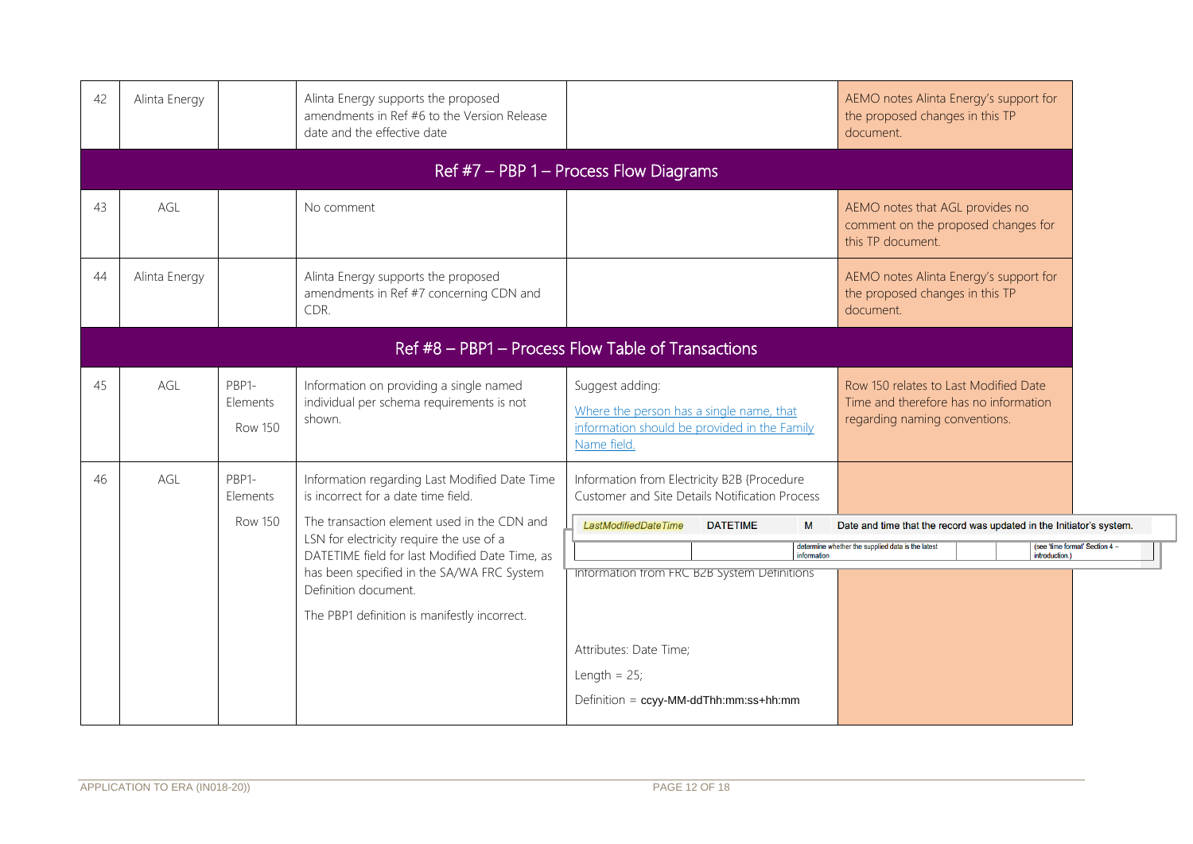| | | | | | |
|---|---|---|---|---|---|
| 42 | Alinta Energy | | Alinta Energy supports the proposed amendments in Ref #6 to the Version Release date and the effective date | | AEMO notes Alinta Energy's support for the proposed changes in this TP document. |
| **Ref #7 – PBP 1 – Process Flow Diagrams** | | | | | |
| 43 | AGL | | No comment | | AEMO notes that AGL provides no comment on the proposed changes for this TP document. |
| 44 | Alinta Energy | | Alinta Energy supports the proposed amendments in Ref #7 concerning CDN and CDR. | | AEMO notes Alinta Energy's support for the proposed changes in this TP document. |
| **Ref #8 – PBP1 – Process Flow Table of Transactions** | | | | | |
| 45 | AGL | PBP1-Elements<br><br>Row 150 | Information on providing a single named individual per schema requirements is not shown. | Suggest adding:<br><br>Where the person has a single name, that information should be provided in the Family Name field. | Row 150 relates to Last Modified Date Time and therefore has no information regarding naming conventions. |
| 46 | AGL | PBP1-Elements<br><br>Row 150 | Information regarding Last Modified Date Time is incorrect for a date time field.<br><br>The transaction element used in the CDN and LSN for electricity require the use of a DATETIME field for last Modified Date Time, as has been specified in the SA/WA FRC System Definition document.<br><br>The PBP1 definition is manifestly incorrect. | Information from Electricity B2B {Procedure Customer and Site Details Notification Process<br><br>*LastModifiedDateTime* DATETIME M Date and time that the record was updated in the Initiator's system.<br><br>determine whether the supplied data is the latest information (see 'time format' Section 4 – introduction.)<br><br>Information from FRC B2B System Definitions<br><br>Attributes: Date Time;<br><br>Length = 25;<br><br>Definition = ccyy-MM-ddThh:mm:ss+hh:mm | |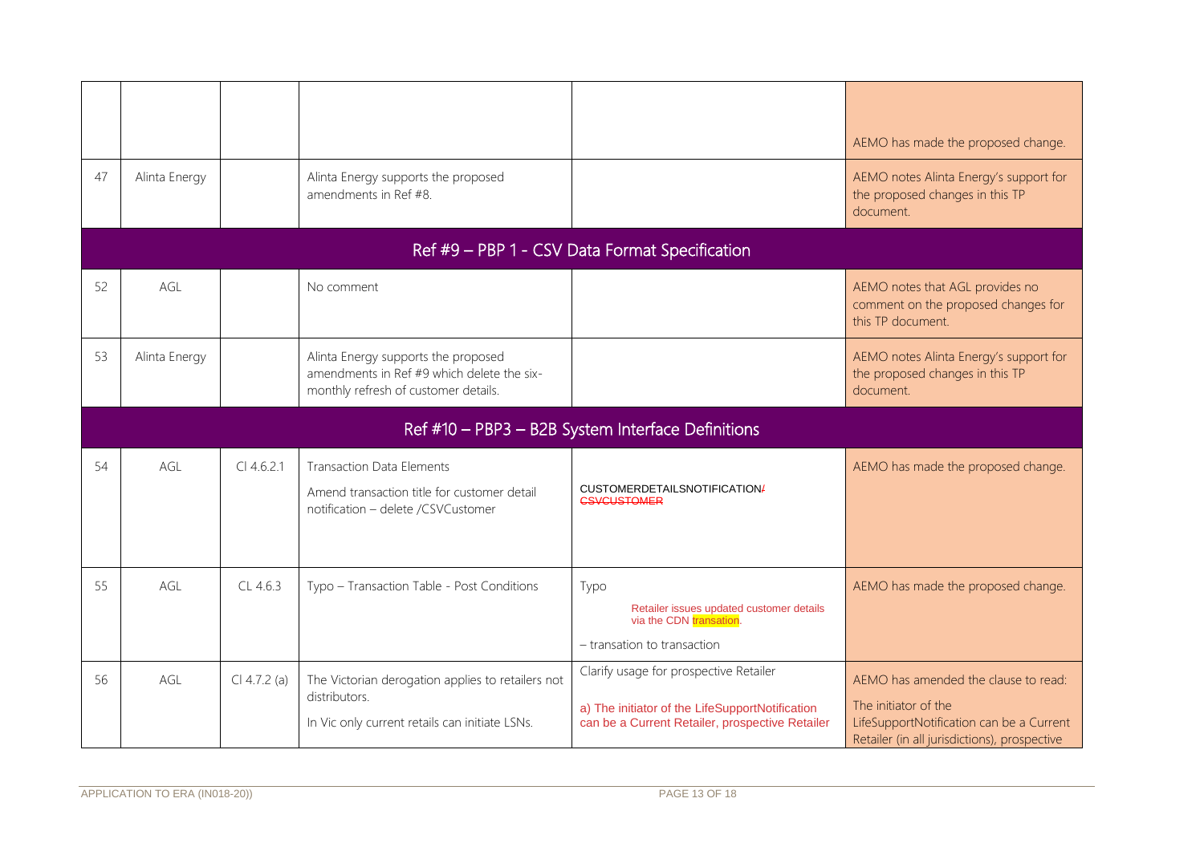| | | | | | |
|---|---|---|---|---|---|
| | | | | | AEMO has made the proposed change. |
| 47 | Alinta Energy | | Alinta Energy supports the proposed amendments in Ref #8. | | AEMO notes Alinta Energy's support for the proposed changes in this TP document. |
| **Ref #9 – PBP 1 - CSV Data Format Specification** | | | | | |
| 52 | AGL | | No comment | | AEMO notes that AGL provides no comment on the proposed changes for this TP document. |
| 53 | Alinta Energy | | Alinta Energy supports the proposed amendments in Ref #9 which delete the six-monthly refresh of customer details. | | AEMO notes Alinta Energy's support for the proposed changes in this TP document. |
| **Ref #10 – PBP3 – B2B System Interface Definitions** | | | | | |
| 54 | AGL | Cl 4.6.2.1 | Transaction Data Elements<br>Amend transaction title for customer detail notification – delete /CSVCustomer | CUSTOMERDETAILSNOTIFICATION~~/CSVCUSTOMER~~ | AEMO has made the proposed change. |
| 55 | AGL | CL 4.6.3 | Typo – Transaction Table - Post Conditions | Typo<br>Retailer issues updated customer details via the CDN transation.<br>– transation to transaction | AEMO has made the proposed change. |
| 56 | AGL | Cl 4.7.2 (a) | The Victorian derogation applies to retailers not distributors.<br>In Vic only current retails can initiate LSNs. | Clarify usage for prospective Retailer<br>a) The initiator of the LifeSupportNotification can be a Current Retailer, prospective Retailer | AEMO has amended the clause to read:<br>The initiator of the LifeSupportNotification can be a Current Retailer (in all jurisdictions), prospective |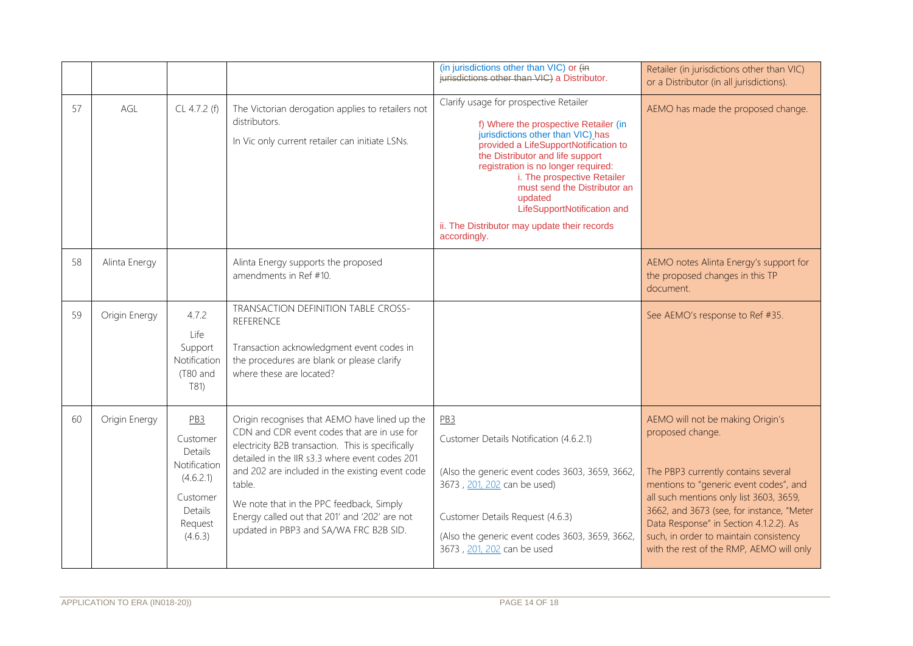| | | | | | |
|---|---|---|---|---|---|
| | | | | (in jurisdictions other than VIC) or ~~(in jurisdictions other than VIC)~~ a Distributor. | Retailer (in jurisdictions other than VIC) or a Distributor (in all jurisdictions). |
| 57 | AGL | CL 4.7.2 (f) | The Victorian derogation applies to retailers not distributors.<br><br>In Vic only current retailer can initiate LSNs. | Clarify usage for prospective Retailer<br><br>f) Where the prospective Retailer (in jurisdictions other than VIC) has provided a LifeSupportNotification to the Distributor and life support registration is no longer required:<br>i. The prospective Retailer must send the Distributor an updated LifeSupportNotification and<br><br>ii. The Distributor may update their records accordingly. | AEMO has made the proposed change. |
| 58 | Alinta Energy | | Alinta Energy supports the proposed amendments in Ref #10. | | AEMO notes Alinta Energy's support for the proposed changes in this TP document. |
| 59 | Origin Energy | 4.7.2<br><br>Life Support Notification (T80 and T81) | TRANSACTION DEFINITION TABLE CROSS-REFERENCE<br><br>Transaction acknowledgment event codes in the procedures are blank or please clarify where these are located? | | See AEMO's response to Ref #35. |
| 60 | Origin Energy | PB3<br><br>Customer Details Notification (4.6.2.1)<br><br>Customer Details Request (4.6.3) | Origin recognises that AEMO have lined up the CDN and CDR event codes that are in use for electricity B2B transaction. This is specifically detailed in the IIR s3.3 where event codes 201 and 202 are included in the existing event code table.<br><br>We note that in the PPC feedback, Simply Energy called out that 201' and '202' are not updated in PBP3 and SA/WA FRC B2B SID. | PB3<br><br>Customer Details Notification (4.6.2.1)<br><br>(Also the generic event codes 3603, 3659, 3662, 3673 , 201, 202 can be used)<br><br>Customer Details Request (4.6.3)<br><br>(Also the generic event codes 3603, 3659, 3662, 3673 , 201, 202 can be used | AEMO will not be making Origin's proposed change.<br><br>The PBP3 currently contains several mentions to "generic event codes", and all such mentions only list 3603, 3659, 3662, and 3673 (see, for instance, "Meter Data Response" in Section 4.1.2.2). As such, in order to maintain consistency with the rest of the RMP, AEMO will only |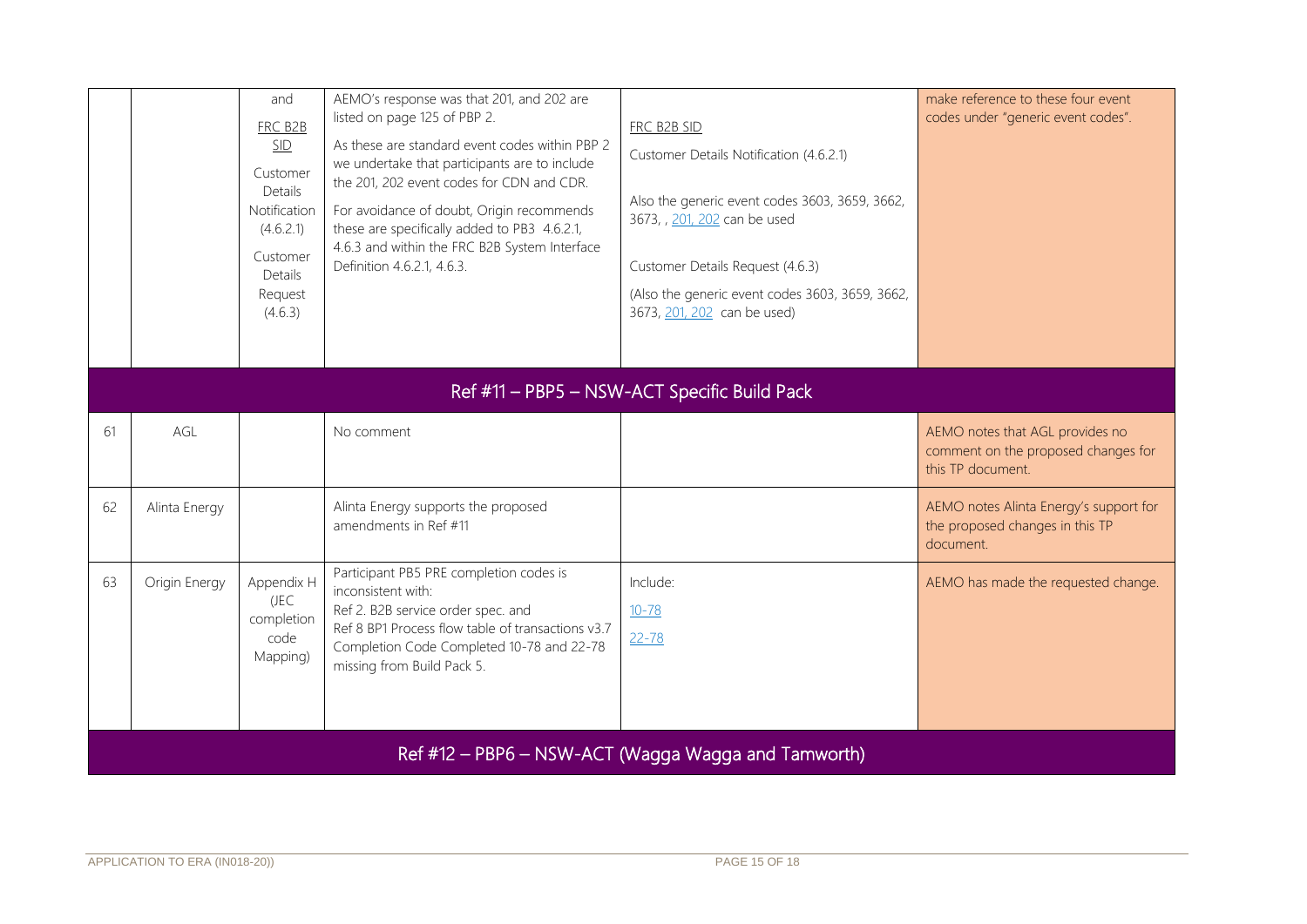| | | | | | |
|---|---|---|---|---|---|
| | | and FRC B2B SID Customer Details Notification (4.6.2.1) Customer Details Request (4.6.3) | AEMO's response was that 201, and 202 are listed on page 125 of PBP 2. As these are standard event codes within PBP 2 we undertake that participants are to include the 201, 202 event codes for CDN and CDR. For avoidance of doubt, Origin recommends these are specifically added to PB3 4.6.2.1, 4.6.3 and within the FRC B2B System Interface Definition 4.6.2.1, 4.6.3. | FRC B2B SID Customer Details Notification (4.6.2.1) Also the generic event codes 3603, 3659, 3662, 3673, , 201, 202 can be used Customer Details Request (4.6.3) (Also the generic event codes 3603, 3659, 3662, 3673, 201, 202 can be used) | make reference to these four event codes under "generic event codes". |
| **Ref #11 – PBP5 – NSW-ACT Specific Build Pack** | | | | | |
| 61 | AGL | | No comment | | AEMO notes that AGL provides no comment on the proposed changes for this TP document. |
| 62 | Alinta Energy | | Alinta Energy supports the proposed amendments in Ref #11 | | AEMO notes Alinta Energy's support for the proposed changes in this TP document. |
| 63 | Origin Energy | Appendix H (JEC completion code Mapping) | Participant PB5 PRE completion codes is inconsistent with: Ref 2. B2B service order spec. and Ref 8 BP1 Process flow table of transactions v3.7 Completion Code Completed 10-78 and 22-78 missing from Build Pack 5. | Include: 10-78 22-78 | AEMO has made the requested change. |
| **Ref #12 – PBP6 – NSW-ACT (Wagga Wagga and Tamworth)** | | | | | |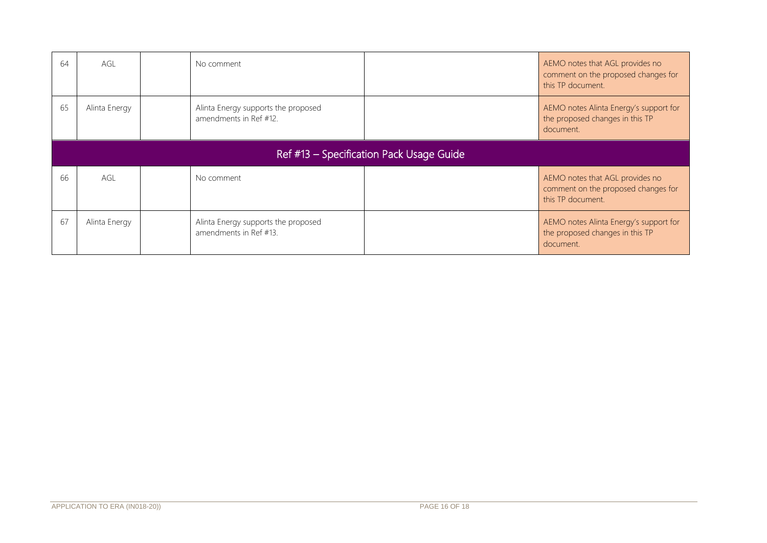| | | | | | |
|---|---|---|---|---|---|
| 64 | AGL | | No comment | | AEMO notes that AGL provides no comment on the proposed changes for this TP document. |
| 65 | Alinta Energy | | Alinta Energy supports the proposed amendments in Ref #12. | | AEMO notes Alinta Energy's support for the proposed changes in this TP document. |
| **Ref #13 – Specification Pack Usage Guide** | | | | | |
| 66 | AGL | | No comment | | AEMO notes that AGL provides no comment on the proposed changes for this TP document. |
| 67 | Alinta Energy | | Alinta Energy supports the proposed amendments in Ref #13. | | AEMO notes Alinta Energy's support for the proposed changes in this TP document. |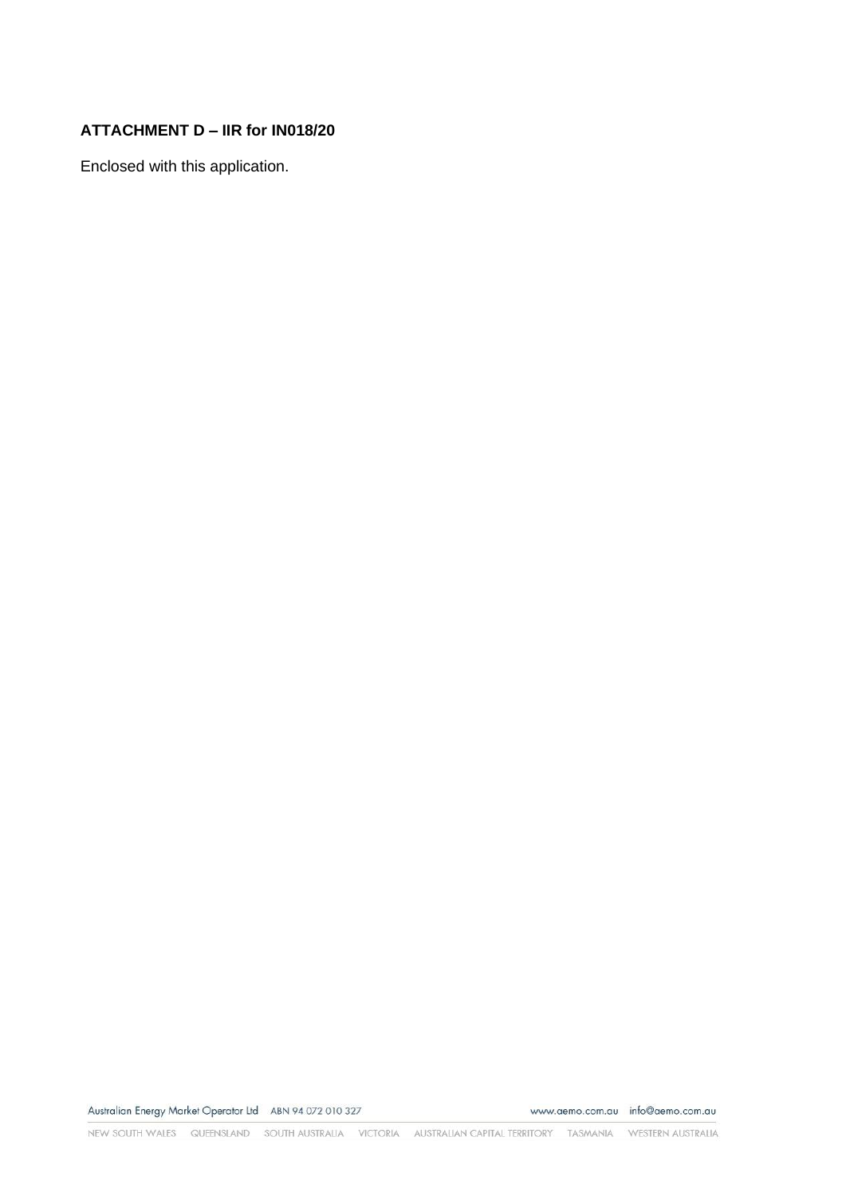**ATTACHMENT D – IIR for IN018/20**

Enclosed with this application.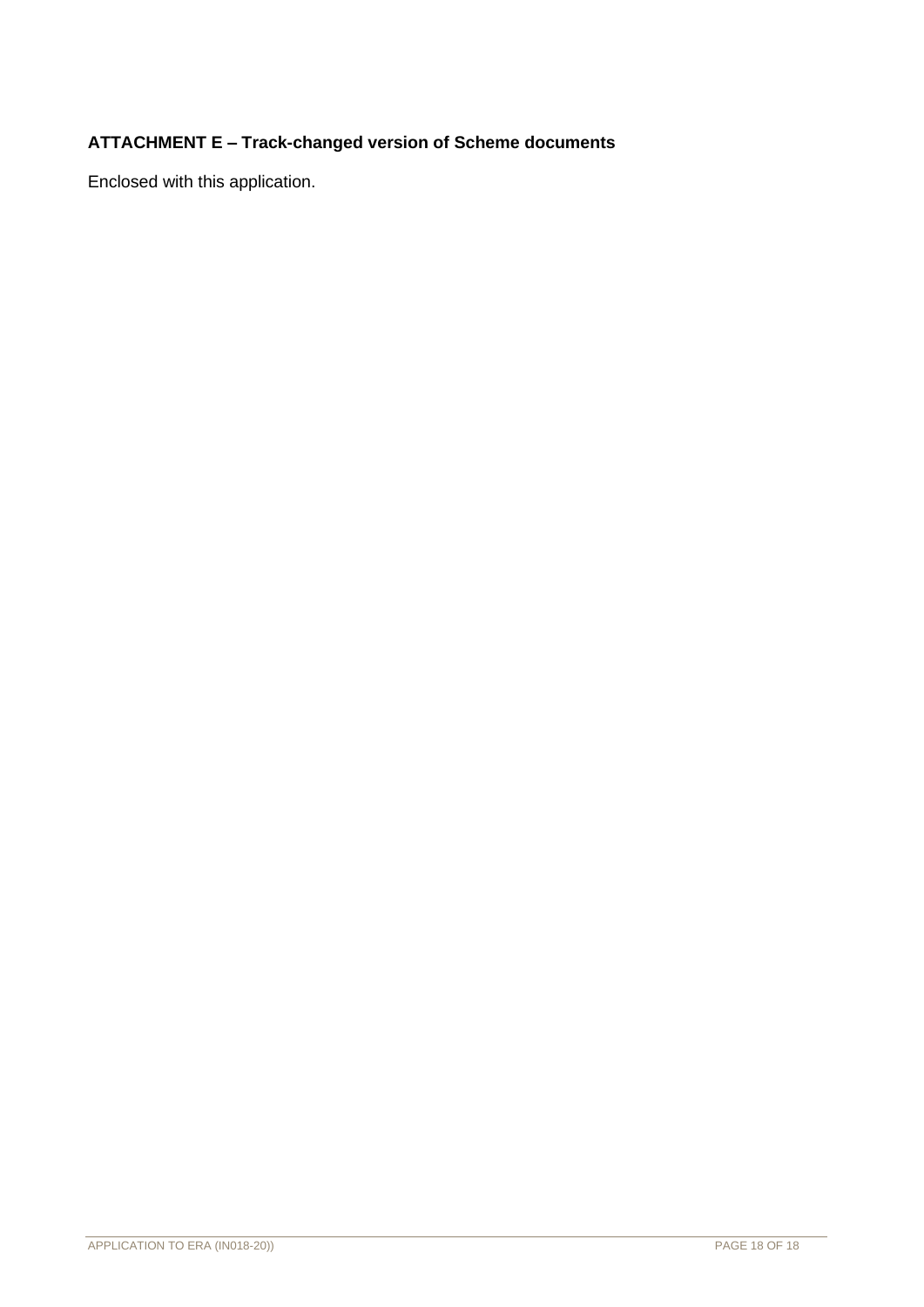**ATTACHMENT E – Track-changed version of Scheme documents**

Enclosed with this application.